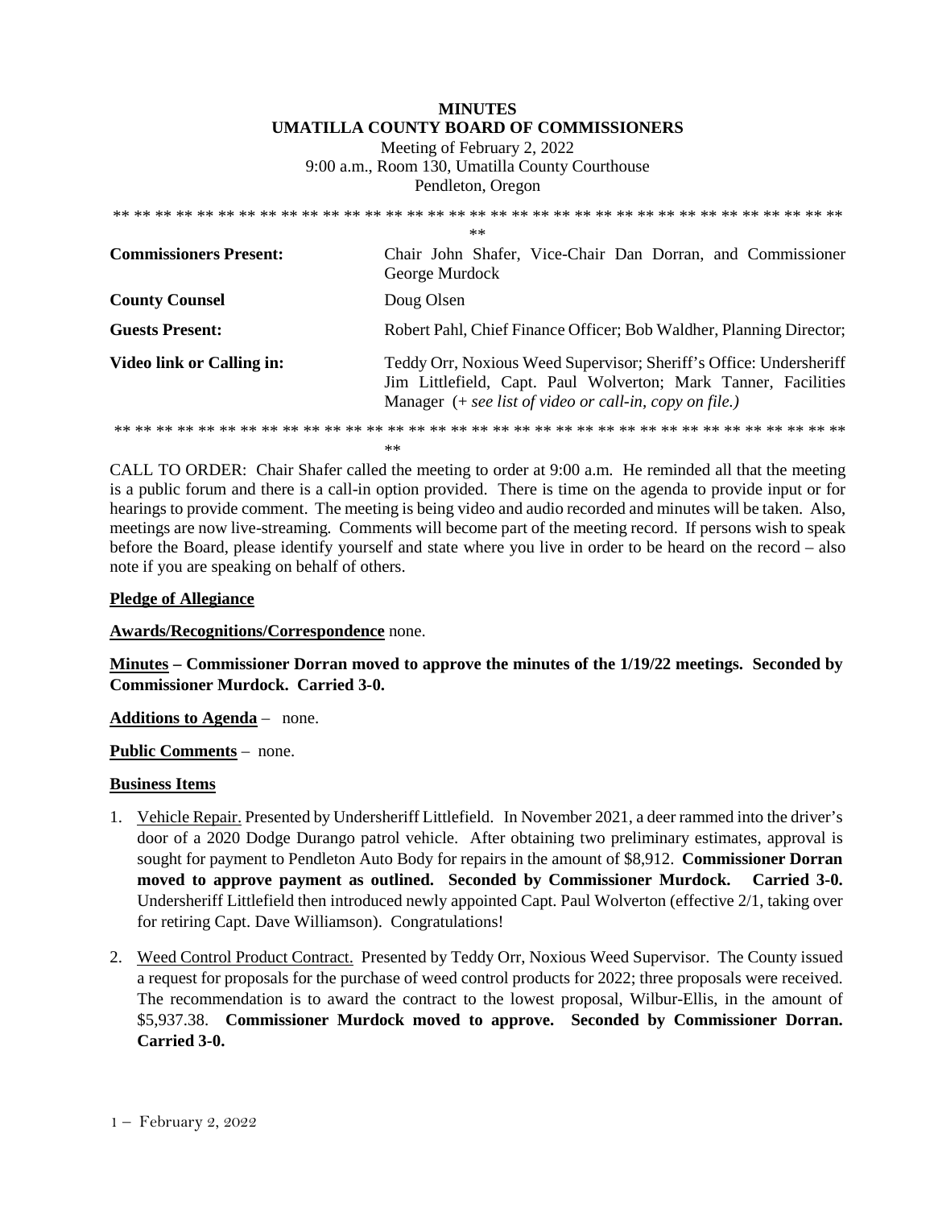# MINUTES
# UMATILLA COUNTY BOARD OF COMMISSIONERS

Meeting of February 2, 2022
9:00 a.m., Room 130, Umatilla County Courthouse
Pendleton, Oregon

** ** ** ** ** ** ** ** ** ** ** ** ** ** ** ** ** ** ** ** ** ** ** ** ** ** ** ** ** ** ** ** ** ** ** ** ** **

| | |
|---|---|
| **Commissioners Present:** | Chair John Shafer, Vice-Chair Dan Dorran, and Commissioner George Murdock |
| **County Counsel** | Doug Olsen |
| **Guests Present:** | Robert Pahl, Chief Finance Officer; Bob Waldher, Planning Director; |
| **Video link or Calling in:** | Teddy Orr, Noxious Weed Supervisor; Sheriff's Office: Undersheriff Jim Littlefield, Capt. Paul Wolverton; Mark Tanner, Facilities Manager (*+ see list of video or call-in, copy on file.)* |

** ** ** ** ** ** ** ** ** ** ** ** ** ** ** ** ** ** ** ** ** ** ** ** ** ** ** ** ** ** ** ** ** ** ** ** ** **

CALL TO ORDER: Chair Shafer called the meeting to order at 9:00 a.m. He reminded all that the meeting is a public forum and there is a call-in option provided. There is time on the agenda to provide input or for hearings to provide comment. The meeting is being video and audio recorded and minutes will be taken. Also, meetings are now live-streaming. Comments will become part of the meeting record. If persons wish to speak before the Board, please identify yourself and state where you live in order to be heard on the record – also note if you are speaking on behalf of others.

**Pledge of Allegiance**

**Awards/Recognitions/Correspondence** none.

**Minutes – Commissioner Dorran moved to approve the minutes of the 1/19/22 meetings. Seconded by Commissioner Murdock. Carried 3-0.**

**Additions to Agenda** – none.

**Public Comments** – none.

**Business Items**

1. Vehicle Repair. Presented by Undersheriff Littlefield. In November 2021, a deer rammed into the driver's door of a 2020 Dodge Durango patrol vehicle. After obtaining two preliminary estimates, approval is sought for payment to Pendleton Auto Body for repairs in the amount of $8,912. **Commissioner Dorran moved to approve payment as outlined. Seconded by Commissioner Murdock. Carried 3-0.** Undersheriff Littlefield then introduced newly appointed Capt. Paul Wolverton (effective 2/1, taking over for retiring Capt. Dave Williamson). Congratulations!

2. Weed Control Product Contract. Presented by Teddy Orr, Noxious Weed Supervisor. The County issued a request for proposals for the purchase of weed control products for 2022; three proposals were received. The recommendation is to award the contract to the lowest proposal, Wilbur-Ellis, in the amount of $5,937.38. **Commissioner Murdock moved to approve. Seconded by Commissioner Dorran. Carried 3-0.**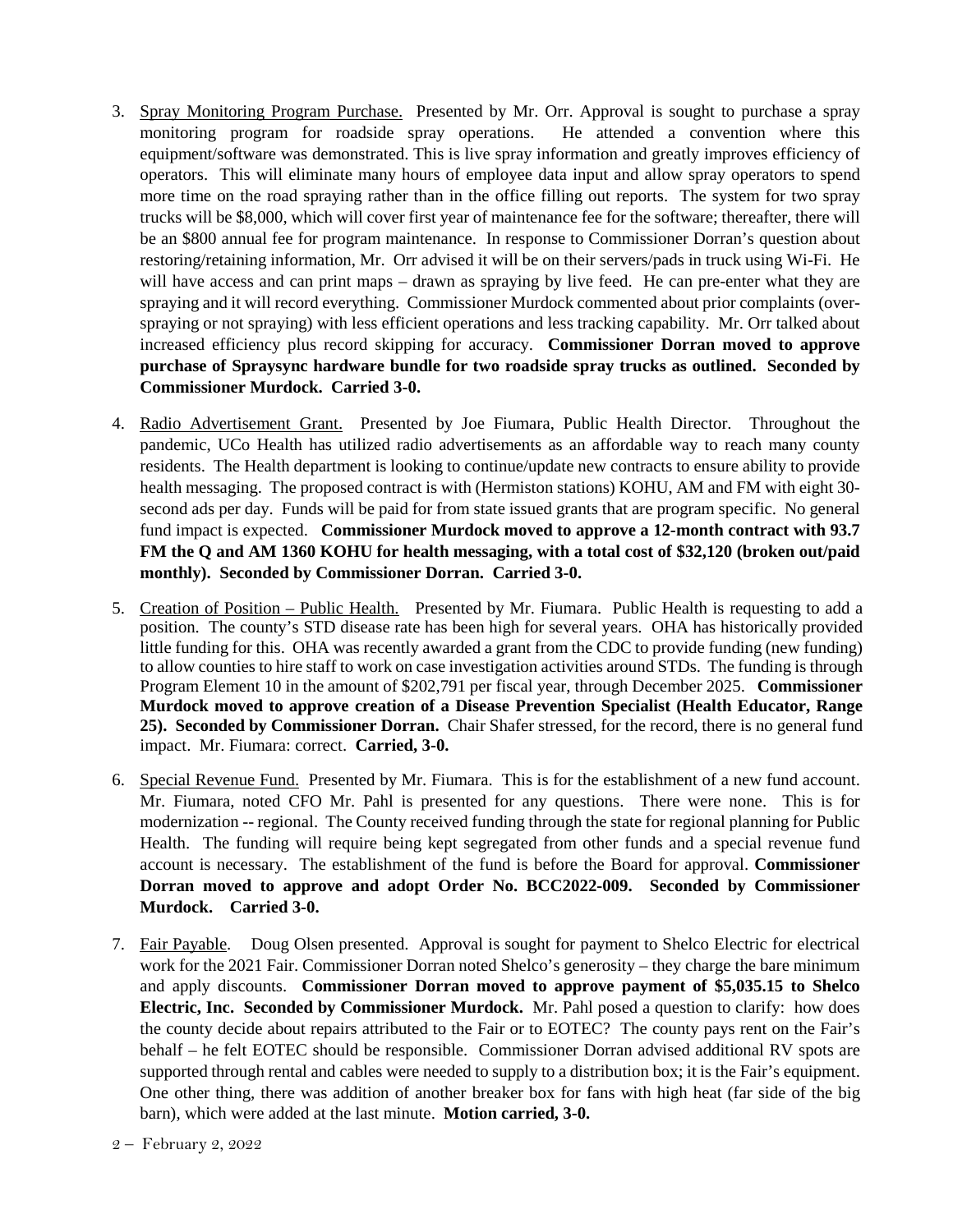3. Spray Monitoring Program Purchase. Presented by Mr. Orr. Approval is sought to purchase a spray monitoring program for roadside spray operations. He attended a convention where this equipment/software was demonstrated. This is live spray information and greatly improves efficiency of operators. This will eliminate many hours of employee data input and allow spray operators to spend more time on the road spraying rather than in the office filling out reports. The system for two spray trucks will be $8,000, which will cover first year of maintenance fee for the software; thereafter, there will be an $800 annual fee for program maintenance. In response to Commissioner Dorran's question about restoring/retaining information, Mr. Orr advised it will be on their servers/pads in truck using Wi-Fi. He will have access and can print maps – drawn as spraying by live feed. He can pre-enter what they are spraying and it will record everything. Commissioner Murdock commented about prior complaints (over-spraying or not spraying) with less efficient operations and less tracking capability. Mr. Orr talked about increased efficiency plus record skipping for accuracy. **Commissioner Dorran moved to approve purchase of Spraysync hardware bundle for two roadside spray trucks as outlined. Seconded by Commissioner Murdock. Carried 3-0.**

4. Radio Advertisement Grant. Presented by Joe Fiumara, Public Health Director. Throughout the pandemic, UCo Health has utilized radio advertisements as an affordable way to reach many county residents. The Health department is looking to continue/update new contracts to ensure ability to provide health messaging. The proposed contract is with (Hermiston stations) KOHU, AM and FM with eight 30-second ads per day. Funds will be paid for from state issued grants that are program specific. No general fund impact is expected. **Commissioner Murdock moved to approve a 12-month contract with 93.7 FM the Q and AM 1360 KOHU for health messaging, with a total cost of $32,120 (broken out/paid monthly). Seconded by Commissioner Dorran. Carried 3-0.**

5. Creation of Position – Public Health. Presented by Mr. Fiumara. Public Health is requesting to add a position. The county's STD disease rate has been high for several years. OHA has historically provided little funding for this. OHA was recently awarded a grant from the CDC to provide funding (new funding) to allow counties to hire staff to work on case investigation activities around STDs. The funding is through Program Element 10 in the amount of $202,791 per fiscal year, through December 2025. **Commissioner Murdock moved to approve creation of a Disease Prevention Specialist (Health Educator, Range 25). Seconded by Commissioner Dorran.** Chair Shafer stressed, for the record, there is no general fund impact. Mr. Fiumara: correct. **Carried, 3-0.**

6. Special Revenue Fund. Presented by Mr. Fiumara. This is for the establishment of a new fund account. Mr. Fiumara, noted CFO Mr. Pahl is presented for any questions. There were none. This is for modernization -- regional. The County received funding through the state for regional planning for Public Health. The funding will require being kept segregated from other funds and a special revenue fund account is necessary. The establishment of the fund is before the Board for approval. **Commissioner Dorran moved to approve and adopt Order No. BCC2022-009. Seconded by Commissioner Murdock. Carried 3-0.**

7. Fair Payable. Doug Olsen presented. Approval is sought for payment to Shelco Electric for electrical work for the 2021 Fair. Commissioner Dorran noted Shelco's generosity – they charge the bare minimum and apply discounts. **Commissioner Dorran moved to approve payment of $5,035.15 to Shelco Electric, Inc. Seconded by Commissioner Murdock.** Mr. Pahl posed a question to clarify: how does the county decide about repairs attributed to the Fair or to EOTEC? The county pays rent on the Fair's behalf – he felt EOTEC should be responsible. Commissioner Dorran advised additional RV spots are supported through rental and cables were needed to supply to a distribution box; it is the Fair's equipment. One other thing, there was addition of another breaker box for fans with high heat (far side of the big barn), which were added at the last minute. **Motion carried, 3-0.**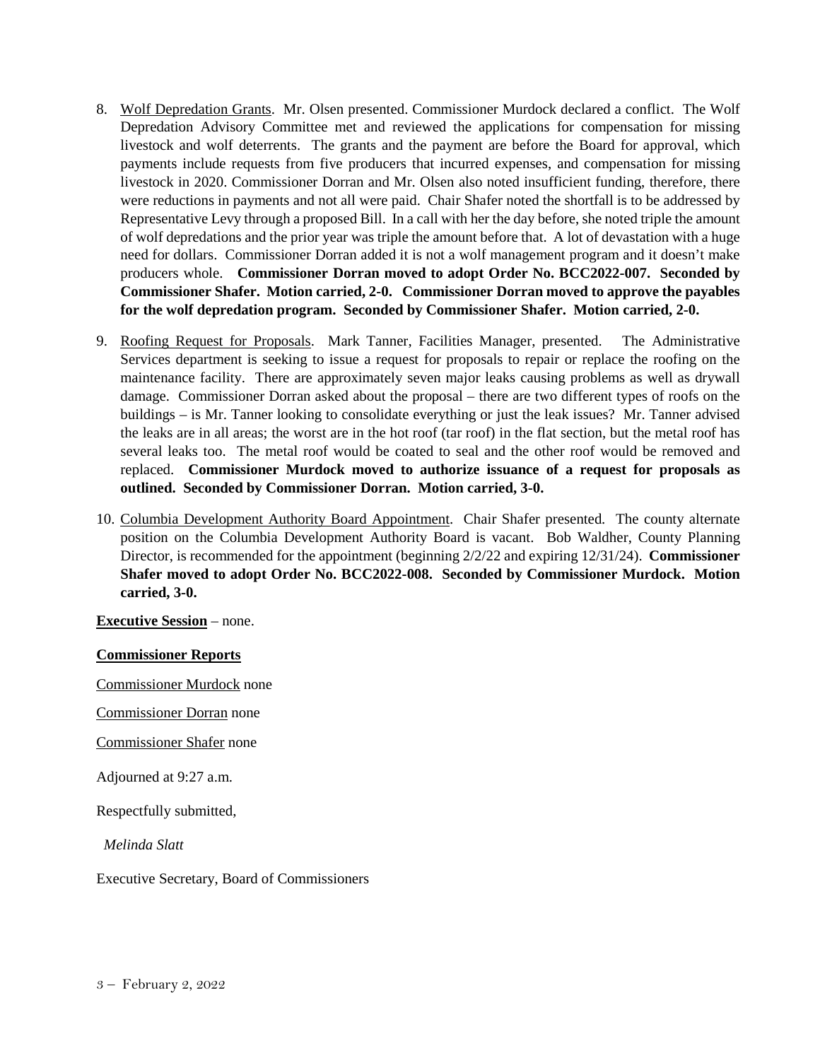8. Wolf Depredation Grants. Mr. Olsen presented. Commissioner Murdock declared a conflict. The Wolf Depredation Advisory Committee met and reviewed the applications for compensation for missing livestock and wolf deterrents. The grants and the payment are before the Board for approval, which payments include requests from five producers that incurred expenses, and compensation for missing livestock in 2020. Commissioner Dorran and Mr. Olsen also noted insufficient funding, therefore, there were reductions in payments and not all were paid. Chair Shafer noted the shortfall is to be addressed by Representative Levy through a proposed Bill. In a call with her the day before, she noted triple the amount of wolf depredations and the prior year was triple the amount before that. A lot of devastation with a huge need for dollars. Commissioner Dorran added it is not a wolf management program and it doesn't make producers whole. **Commissioner Dorran moved to adopt Order No. BCC2022-007. Seconded by Commissioner Shafer. Motion carried, 2-0. Commissioner Dorran moved to approve the payables for the wolf depredation program. Seconded by Commissioner Shafer. Motion carried, 2-0.**

9. Roofing Request for Proposals. Mark Tanner, Facilities Manager, presented. The Administrative Services department is seeking to issue a request for proposals to repair or replace the roofing on the maintenance facility. There are approximately seven major leaks causing problems as well as drywall damage. Commissioner Dorran asked about the proposal – there are two different types of roofs on the buildings – is Mr. Tanner looking to consolidate everything or just the leak issues? Mr. Tanner advised the leaks are in all areas; the worst are in the hot roof (tar roof) in the flat section, but the metal roof has several leaks too. The metal roof would be coated to seal and the other roof would be removed and replaced. **Commissioner Murdock moved to authorize issuance of a request for proposals as outlined. Seconded by Commissioner Dorran. Motion carried, 3-0.**

10. Columbia Development Authority Board Appointment. Chair Shafer presented. The county alternate position on the Columbia Development Authority Board is vacant. Bob Waldher, County Planning Director, is recommended for the appointment (beginning 2/2/22 and expiring 12/31/24). **Commissioner Shafer moved to adopt Order No. BCC2022-008. Seconded by Commissioner Murdock. Motion carried, 3-0.**

**Executive Session** – none.

**Commissioner Reports**

Commissioner Murdock none

Commissioner Dorran none

Commissioner Shafer none

Adjourned at 9:27 a.m.

Respectfully submitted,

*Melinda Slatt*

Executive Secretary, Board of Commissioners